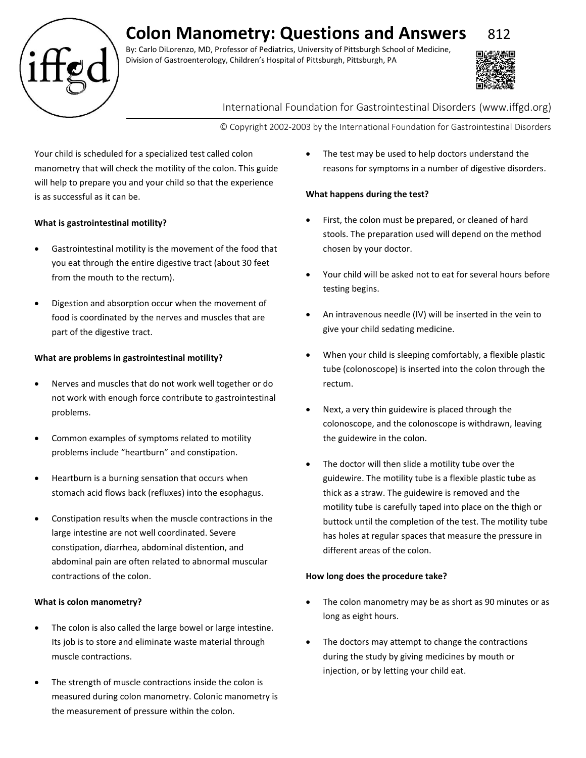# Colon Manometry: Questions and Answers

812

By: Carlo DiLorenzo, MD, Professor of Pediatrics, University of Pittsburgh School of Medicine, Division of Gastroenterology, Children's Hospital of Pittsburgh, Pittsburgh, PA

International Foundation for Gastrointestinal Disorders (www.iffgd.org)

© Copyright 2002-2003 by the International Foundation for Gastrointestinal Disorders

Your child is scheduled for a specialized test called colon manometry that will check the motility of the colon. This guide will help to prepare you and your child so that the experience is as successful as it can be.

**What is gastrointestinal motility?**

- Gastrointestinal motility is the movement of the food that you eat through the entire digestive tract (about 30 feet from the mouth to the rectum).
- Digestion and absorption occur when the movement of food is coordinated by the nerves and muscles that are part of the digestive tract.

**What are problems in gastrointestinal motility?**

- Nerves and muscles that do not work well together or do not work with enough force contribute to gastrointestinal problems.
- Common examples of symptoms related to motility problems include "heartburn" and constipation.
- Heartburn is a burning sensation that occurs when stomach acid flows back (refluxes) into the esophagus.
- Constipation results when the muscle contractions in the large intestine are not well coordinated. Severe constipation, diarrhea, abdominal distention, and abdominal pain are often related to abnormal muscular contractions of the colon.

**What is colon manometry?**

- The colon is also called the large bowel or large intestine. Its job is to store and eliminate waste material through muscle contractions.
- The strength of muscle contractions inside the colon is measured during colon manometry. Colonic manometry is the measurement of pressure within the colon.
- The test may be used to help doctors understand the reasons for symptoms in a number of digestive disorders.

**What happens during the test?**

- First, the colon must be prepared, or cleaned of hard stools. The preparation used will depend on the method chosen by your doctor.
- Your child will be asked not to eat for several hours before testing begins.
- An intravenous needle (IV) will be inserted in the vein to give your child sedating medicine.
- When your child is sleeping comfortably, a flexible plastic tube (colonoscope) is inserted into the colon through the rectum.
- Next, a very thin guidewire is placed through the colonoscope, and the colonoscope is withdrawn, leaving the guidewire in the colon.
- The doctor will then slide a motility tube over the guidewire. The motility tube is a flexible plastic tube as thick as a straw. The guidewire is removed and the motility tube is carefully taped into place on the thigh or buttock until the completion of the test. The motility tube has holes at regular spaces that measure the pressure in different areas of the colon.

**How long does the procedure take?**

- The colon manometry may be as short as 90 minutes or as long as eight hours.
- The doctors may attempt to change the contractions during the study by giving medicines by mouth or injection, or by letting your child eat.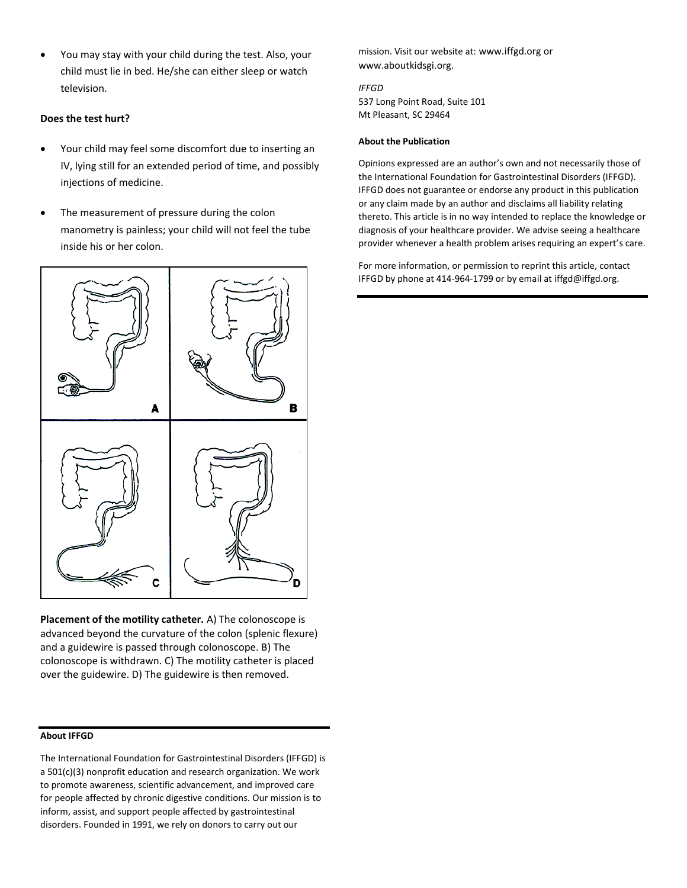- You may stay with your child during the test. Also, your child must lie in bed. He/she can either sleep or watch television.

**Does the test hurt?**

- Your child may feel some discomfort due to inserting an IV, lying still for an extended period of time, and possibly injections of medicine.
- The measurement of pressure during the colon manometry is painless; your child will not feel the tube inside his or her colon.

A

B

C

D

**Placement of the motility catheter.** A) The colonoscope is advanced beyond the curvature of the colon (splenic flexure) and a guidewire is passed through colonoscope. B) The colonoscope is withdrawn. C) The motility catheter is placed over the guidewire. D) The guidewire is then removed.

**About IFFGD**

The International Foundation for Gastrointestinal Disorders (IFFGD) is a 501(c)(3) nonprofit education and research organization. We work to promote awareness, scientific advancement, and improved care for people affected by chronic digestive conditions. Our mission is to inform, assist, and support people affected by gastrointestinal disorders. Founded in 1991, we rely on donors to carry out our mission. Visit our website at: www.iffgd.org or www.aboutkidsgi.org.

*IFFGD*
537 Long Point Road, Suite 101
Mt Pleasant, SC 29464

**About the Publication**

Opinions expressed are an author's own and not necessarily those of the International Foundation for Gastrointestinal Disorders (IFFGD). IFFGD does not guarantee or endorse any product in this publication or any claim made by an author and disclaims all liability relating thereto. This article is in no way intended to replace the knowledge or diagnosis of your healthcare provider. We advise seeing a healthcare provider whenever a health problem arises requiring an expert's care.

For more information, or permission to reprint this article, contact IFFGD by phone at 414-964-1799 or by email at iffgd@iffgd.org.